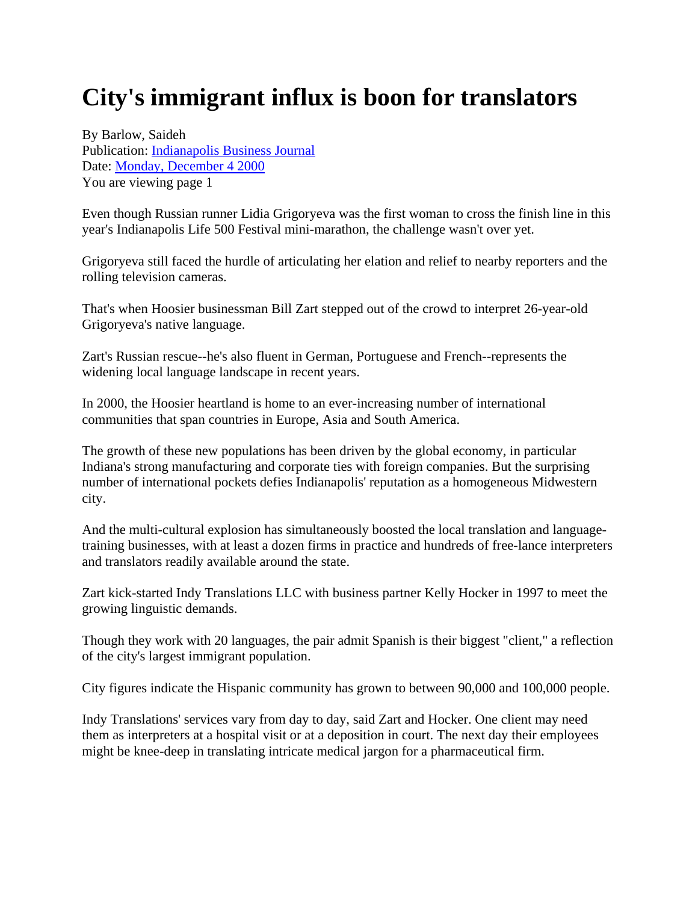# City's immigrant influx is boon for translators

By Barlow, Saideh
Publication: Indianapolis Business Journal
Date: Monday, December 4 2000
You are viewing page 1

Even though Russian runner Lidia Grigoryeva was the first woman to cross the finish line in this year's Indianapolis Life 500 Festival mini-marathon, the challenge wasn't over yet.

Grigoryeva still faced the hurdle of articulating her elation and relief to nearby reporters and the rolling television cameras.

That's when Hoosier businessman Bill Zart stepped out of the crowd to interpret 26-year-old Grigoryeva's native language.

Zart's Russian rescue--he's also fluent in German, Portuguese and French--represents the widening local language landscape in recent years.

In 2000, the Hoosier heartland is home to an ever-increasing number of international communities that span countries in Europe, Asia and South America.

The growth of these new populations has been driven by the global economy, in particular Indiana's strong manufacturing and corporate ties with foreign companies. But the surprising number of international pockets defies Indianapolis' reputation as a homogeneous Midwestern city.

And the multi-cultural explosion has simultaneously boosted the local translation and language-training businesses, with at least a dozen firms in practice and hundreds of free-lance interpreters and translators readily available around the state.

Zart kick-started Indy Translations LLC with business partner Kelly Hocker in 1997 to meet the growing linguistic demands.

Though they work with 20 languages, the pair admit Spanish is their biggest "client," a reflection of the city's largest immigrant population.

City figures indicate the Hispanic community has grown to between 90,000 and 100,000 people.

Indy Translations' services vary from day to day, said Zart and Hocker. One client may need them as interpreters at a hospital visit or at a deposition in court. The next day their employees might be knee-deep in translating intricate medical jargon for a pharmaceutical firm.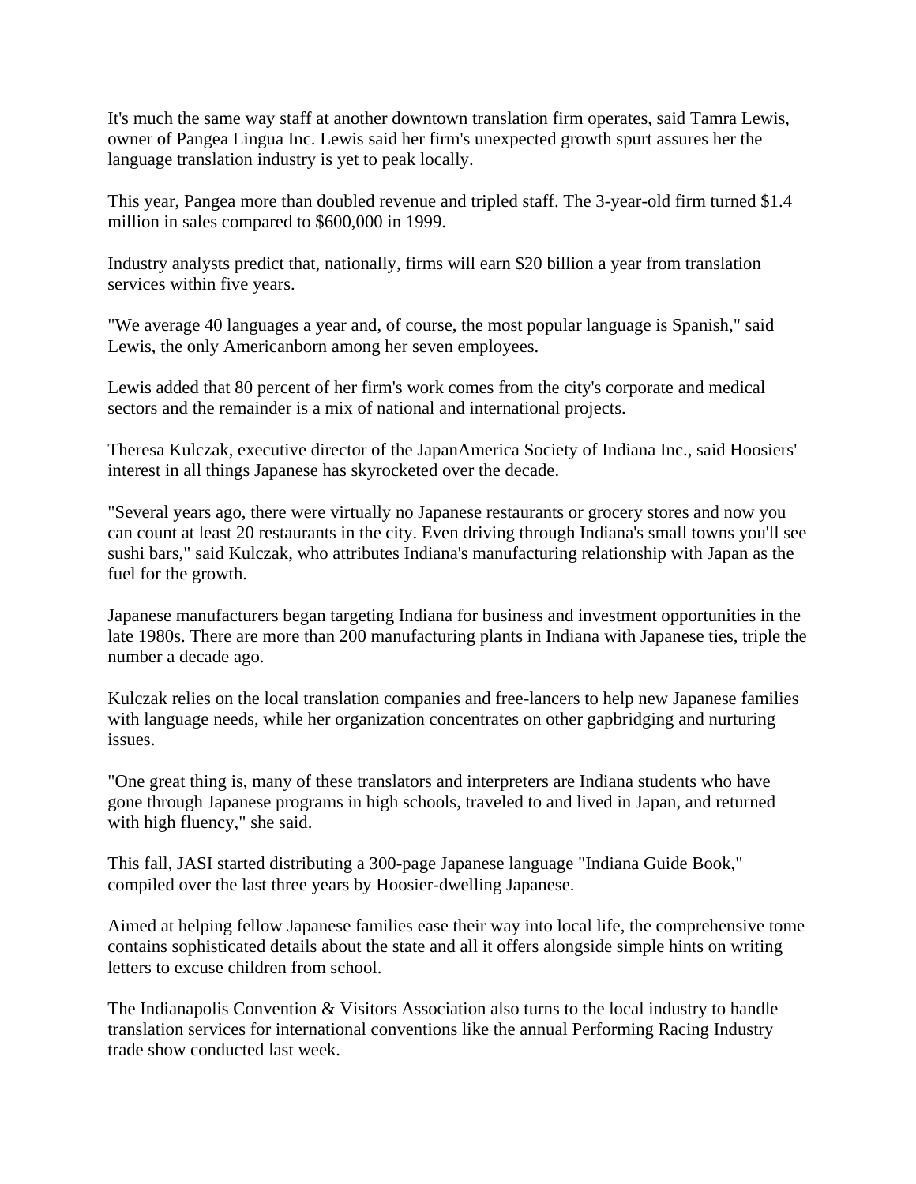It's much the same way staff at another downtown translation firm operates, said Tamra Lewis, owner of Pangea Lingua Inc. Lewis said her firm's unexpected growth spurt assures her the language translation industry is yet to peak locally.

This year, Pangea more than doubled revenue and tripled staff. The 3-year-old firm turned $1.4 million in sales compared to $600,000 in 1999.

Industry analysts predict that, nationally, firms will earn $20 billion a year from translation services within five years.

"We average 40 languages a year and, of course, the most popular language is Spanish," said Lewis, the only Americanborn among her seven employees.

Lewis added that 80 percent of her firm's work comes from the city's corporate and medical sectors and the remainder is a mix of national and international projects.

Theresa Kulczak, executive director of the JapanAmerica Society of Indiana Inc., said Hoosiers' interest in all things Japanese has skyrocketed over the decade.

"Several years ago, there were virtually no Japanese restaurants or grocery stores and now you can count at least 20 restaurants in the city. Even driving through Indiana's small towns you'll see sushi bars," said Kulczak, who attributes Indiana's manufacturing relationship with Japan as the fuel for the growth.

Japanese manufacturers began targeting Indiana for business and investment opportunities in the late 1980s. There are more than 200 manufacturing plants in Indiana with Japanese ties, triple the number a decade ago.

Kulczak relies on the local translation companies and free-lancers to help new Japanese families with language needs, while her organization concentrates on other gapbridging and nurturing issues.

"One great thing is, many of these translators and interpreters are Indiana students who have gone through Japanese programs in high schools, traveled to and lived in Japan, and returned with high fluency," she said.

This fall, JASI started distributing a 300-page Japanese language "Indiana Guide Book," compiled over the last three years by Hoosier-dwelling Japanese.

Aimed at helping fellow Japanese families ease their way into local life, the comprehensive tome contains sophisticated details about the state and all it offers alongside simple hints on writing letters to excuse children from school.

The Indianapolis Convention & Visitors Association also turns to the local industry to handle translation services for international conventions like the annual Performing Racing Industry trade show conducted last week.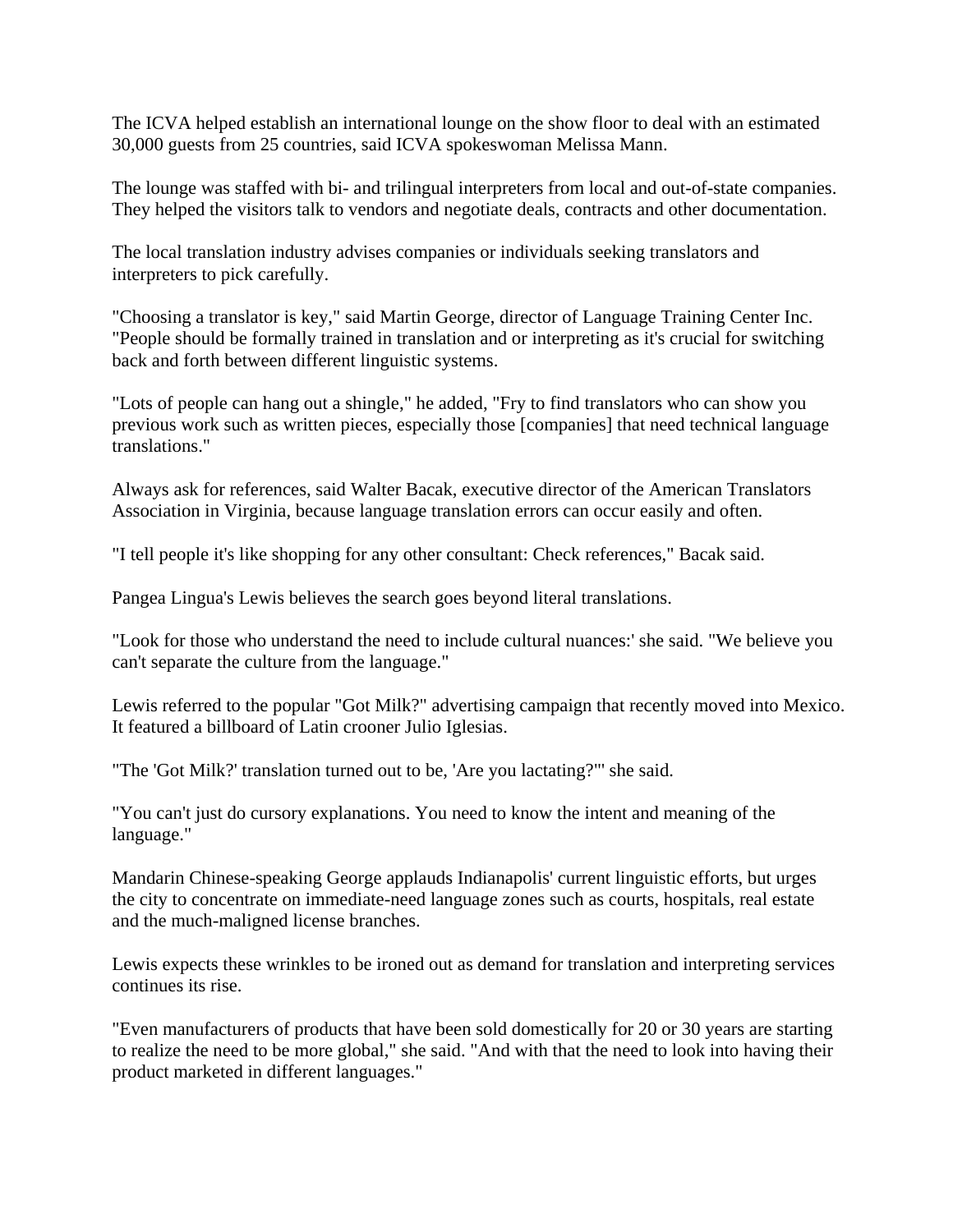The ICVA helped establish an international lounge on the show floor to deal with an estimated 30,000 guests from 25 countries, said ICVA spokeswoman Melissa Mann.

The lounge was staffed with bi- and trilingual interpreters from local and out-of-state companies. They helped the visitors talk to vendors and negotiate deals, contracts and other documentation.

The local translation industry advises companies or individuals seeking translators and interpreters to pick carefully.

"Choosing a translator is key," said Martin George, director of Language Training Center Inc. "People should be formally trained in translation and or interpreting as it's crucial for switching back and forth between different linguistic systems.

"Lots of people can hang out a shingle," he added, "Fry to find translators who can show you previous work such as written pieces, especially those [companies] that need technical language translations."

Always ask for references, said Walter Bacak, executive director of the American Translators Association in Virginia, because language translation errors can occur easily and often.

"I tell people it's like shopping for any other consultant: Check references," Bacak said.

Pangea Lingua's Lewis believes the search goes beyond literal translations.

"Look for those who understand the need to include cultural nuances:' she said. "We believe you can't separate the culture from the language."

Lewis referred to the popular "Got Milk?" advertising campaign that recently moved into Mexico. It featured a billboard of Latin crooner Julio Iglesias.

"The 'Got Milk?' translation turned out to be, 'Are you lactating?'" she said.

"You can't just do cursory explanations. You need to know the intent and meaning of the language."

Mandarin Chinese-speaking George applauds Indianapolis' current linguistic efforts, but urges the city to concentrate on immediate-need language zones such as courts, hospitals, real estate and the much-maligned license branches.

Lewis expects these wrinkles to be ironed out as demand for translation and interpreting services continues its rise.

"Even manufacturers of products that have been sold domestically for 20 or 30 years are starting to realize the need to be more global," she said. "And with that the need to look into having their product marketed in different languages."